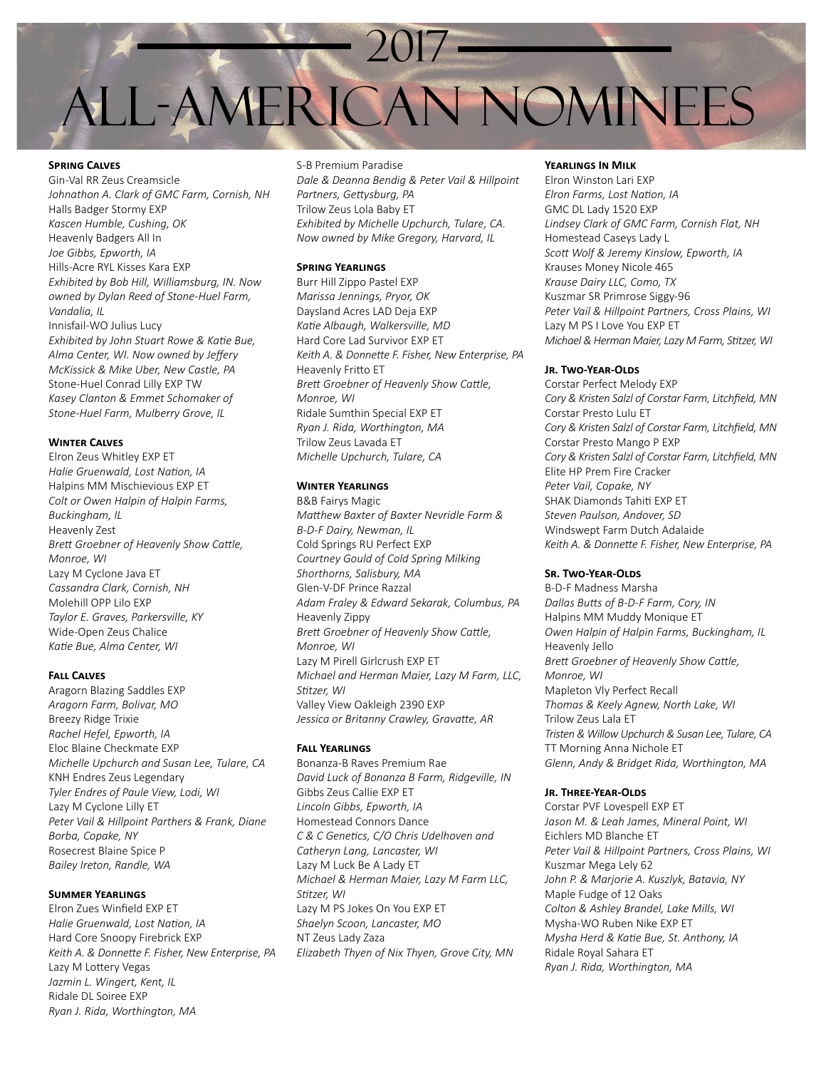# 2017 All-American Nominees

### Spring Calves

Gin-Val RR Zeus Creamsicle
*Johnathon A. Clark of GMC Farm, Cornish, NH*
Halls Badger Stormy EXP
*Kascen Humble, Cushing, OK*
Heavenly Badgers All In
*Joe Gibbs, Epworth, IA*
Hills-Acre RYL Kisses Kara EXP
*Exhibited by Bob Hill, Williamsburg, IN. Now owned by Dylan Reed of Stone-Huel Farm, Vandalia, IL*
Innisfail-WO Julius Lucy
*Exhibited by John Stuart Rowe & Katie Bue, Alma Center, WI. Now owned by Jeffery McKissick & Mike Uber, New Castle, PA*
Stone-Huel Conrad Lilly EXP TW
*Kasey Clanton & Emmet Schomaker of Stone-Huel Farm, Mulberry Grove, IL*

### Winter Calves

Elron Zeus Whitley EXP ET
*Halie Gruenwald, Lost Nation, IA*
Halpins MM Mischievious EXP ET
*Colt or Owen Halpin of Halpin Farms, Buckingham, IL*
Heavenly Zest
*Brett Groebner of Heavenly Show Cattle, Monroe, WI*
Lazy M Cyclone Java ET
*Cassandra Clark, Cornish, NH*
Molehill OPP Lilo EXP
*Taylor E. Graves, Parkersville, KY*
Wide-Open Zeus Chalice
*Katie Bue, Alma Center, WI*

### Fall Calves

Aragorn Blazing Saddles EXP
*Aragorn Farm, Bolivar, MO*
Breezy Ridge Trixie
*Rachel Hefel, Epworth, IA*
Eloc Blaine Checkmate EXP
*Michelle Upchurch and Susan Lee, Tulare, CA*
KNH Endres Zeus Legendary
*Tyler Endres of Paule View, Lodi, WI*
Lazy M Cyclone Lilly ET
*Peter Vail & Hillpoint Parthers & Frank, Diane Borba, Copake, NY*
Rosecrest Blaine Spice P
*Bailey Ireton, Randle, WA*

### Summer Yearlings

Elron Zues Winfield EXP ET
*Halie Gruenwald, Lost Nation, IA*
Hard Core Snoopy Firebrick EXP
*Keith A. & Donnette F. Fisher, New Enterprise, PA*
Lazy M Lottery Vegas
*Jazmin L. Wingert, Kent, IL*
Ridale DL Soiree EXP
*Ryan J. Rida, Worthington, MA*
S-B Premium Paradise
*Dale & Deanna Bendig & Peter Vail & Hillpoint Partners, Gettysburg, PA*
Trilow Zeus Lola Baby ET
*Exhibited by Michelle Upchurch, Tulare, CA. Now owned by Mike Gregory, Harvard, IL*

### Spring Yearlings

Burr Hill Zippo Pastel EXP
*Marissa Jennings, Pryor, OK*
Daysland Acres LAD Deja EXP
*Katie Albaugh, Walkersville, MD*
Hard Core Lad Survivor EXP ET
*Keith A. & Donnette F. Fisher, New Enterprise, PA*
Heavenly Fritto ET
*Brett Groebner of Heavenly Show Cattle, Monroe, WI*
Ridale Sumthin Special EXP ET
*Ryan J. Rida, Worthington, MA*
Trilow Zeus Lavada ET
*Michelle Upchurch, Tulare, CA*

### Winter Yearlings

B&B Fairys Magic
*Matthew Baxter of Baxter Nevridle Farm & B-D-F Dairy, Newman, IL*
Cold Springs RU Perfect EXP
*Courtney Gould of Cold Spring Milking Shorthorns, Salisbury, MA*
Glen-V-DF Prince Razzal
*Adam Fraley & Edward Sekarak, Columbus, PA*
Heavenly Zippy
*Brett Groebner of Heavenly Show Cattle, Monroe, WI*
Lazy M Pirell Girlcrush EXP ET
*Michael and Herman Maier, Lazy M Farm, LLC, Stitzer, WI*
Valley View Oakleigh 2390 EXP
*Jessica or Britanny Crawley, Gravatte, AR*

### Fall Yearlings

Bonanza-B Raves Premium Rae
*David Luck of Bonanza B Farm, Ridgeville, IN*
Gibbs Zeus Callie EXP ET
*Lincoln Gibbs, Epworth, IA*
Homestead Connors Dance
*C & C Genetics, C/O Chris Udelhoven and Catheryn Lang, Lancaster, WI*
Lazy M Luck Be A Lady ET
*Michael & Herman Maier, Lazy M Farm LLC, Stitzer, WI*
Lazy M PS Jokes On You EXP ET
*Shaelyn Scoon, Lancaster, MO*
NT Zeus Lady Zaza
*Elizabeth Thyen of Nix Thyen, Grove City, MN*

### Yearlings In Milk

Elron Winston Lari EXP
*Elron Farms, Lost Nation, IA*
GMC DL Lady 1520 EXP
*Lindsey Clark of GMC Farm, Cornish Flat, NH*
Homestead Caseys Lady L
*Scott Wolf & Jeremy Kinslow, Epworth, IA*
Krauses Money Nicole 465
*Krause Dairy LLC, Como, TX*
Kuszmar SR Primrose Siggy-96
*Peter Vail & Hillpoint Partners, Cross Plains, WI*
Lazy M PS I Love You EXP ET
*Michael & Herman Maier, Lazy M Farm, Stitzer, WI*

### Jr. Two-Year-Olds

Corstar Perfect Melody EXP
*Cory & Kristen Salzl of Corstar Farm, Litchfield, MN*
Corstar Presto Lulu ET
*Cory & Kristen Salzl of Corstar Farm, Litchfield, MN*
Corstar Presto Mango P EXP
*Cory & Kristen Salzl of Corstar Farm, Litchfield, MN*
Elite HP Prem Fire Cracker
*Peter Vail, Copake, NY*
SHAK Diamonds Tahiti EXP ET
*Steven Paulson, Andover, SD*
Windswept Farm Dutch Adalaide
*Keith A. & Donnette F. Fisher, New Enterprise, PA*

### Sr. Two-Year-Olds

B-D-F Madness Marsha
*Dallas Butts of B-D-F Farm, Cory, IN*
Halpins MM Muddy Monique ET
*Owen Halpin of Halpin Farms, Buckingham, IL*
Heavenly Jello
*Brett Groebner of Heavenly Show Cattle, Monroe, WI*
Mapleton Vly Perfect Recall
*Thomas & Keely Agnew, North Lake, WI*
Trilow Zeus Lala ET
*Tristen & Willow Upchurch & Susan Lee, Tulare, CA*
TT Morning Anna Nichole ET
*Glenn, Andy & Bridget Rida, Worthington, MA*

### Jr. Three-Year-Olds

Corstar PVF Lovespell EXP ET
*Jason M. & Leah James, Mineral Point, WI*
Eichlers MD Blanche ET
*Peter Vail & Hillpoint Partners, Cross Plains, WI*
Kuszmar Mega Lely 62
*John P. & Marjorie A. Kuszlyk, Batavia, NY*
Maple Fudge of 12 Oaks
*Colton & Ashley Brandel, Lake Mills, WI*
Mysha-WO Ruben Nike EXP ET
*Mysha Herd & Katie Bue, St. Anthony, IA*
Ridale Royal Sahara ET
*Ryan J. Rida, Worthington, MA*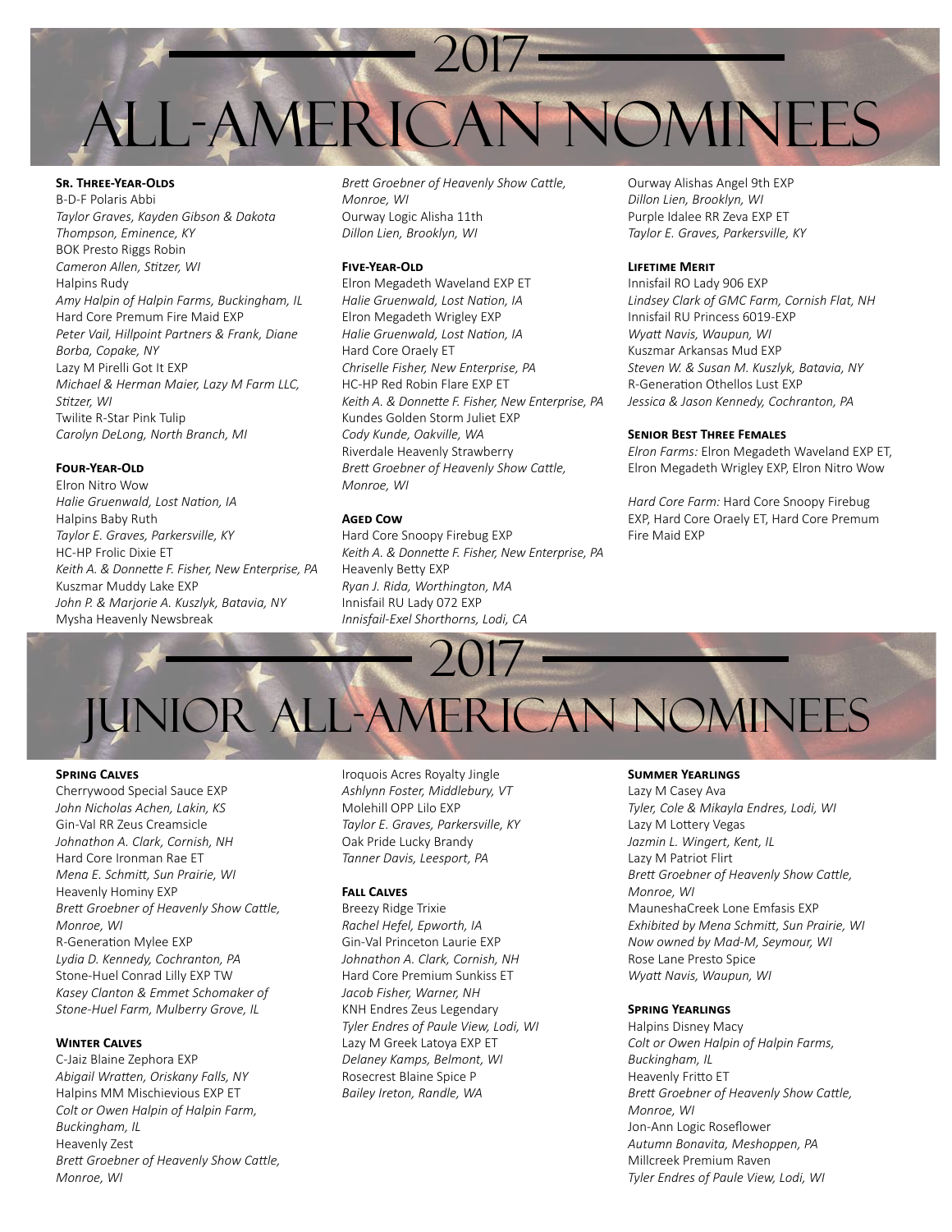# 2017 All-American Nominees

### Sr. Three-Year-Olds

B-D-F Polaris Abbi
*Taylor Graves, Kayden Gibson & Dakota Thompson, Eminence, KY*
BOK Presto Riggs Robin
*Cameron Allen, Stitzer, WI*
Halpins Rudy
*Amy Halpin of Halpin Farms, Buckingham, IL*
Hard Core Premum Fire Maid EXP
*Peter Vail, Hillpoint Partners & Frank, Diane Borba, Copake, NY*
Lazy M Pirelli Got It EXP
*Michael & Herman Maier, Lazy M Farm LLC, Stitzer, WI*
Twilite R-Star Pink Tulip
*Carolyn DeLong, North Branch, MI*

### Four-Year-Old

Elron Nitro Wow
*Halie Gruenwald, Lost Nation, IA*
Halpins Baby Ruth
*Taylor E. Graves, Parkersville, KY*
HC-HP Frolic Dixie ET
*Keith A. & Donnette F. Fisher, New Enterprise, PA*
Kuszmar Muddy Lake EXP
*John P. & Marjorie A. Kuszlyk, Batavia, NY*
Mysha Heavenly Newsbreak
*Brett Groebner of Heavenly Show Cattle, Monroe, WI*
Ourway Logic Alisha 11th
*Dillon Lien, Brooklyn, WI*

### Five-Year-Old

Elron Megadeth Waveland EXP ET
*Halie Gruenwald, Lost Nation, IA*
Elron Megadeth Wrigley EXP
*Halie Gruenwald, Lost Nation, IA*
Hard Core Oraely ET
*Chriselle Fisher, New Enterprise, PA*
HC-HP Red Robin Flare EXP ET
*Keith A. & Donnette F. Fisher, New Enterprise, PA*
Kundes Golden Storm Juliet EXP
*Cody Kunde, Oakville, WA*
Riverdale Heavenly Strawberry
*Brett Groebner of Heavenly Show Cattle, Monroe, WI*

### Aged Cow

Hard Core Snoopy Firebug EXP
*Keith A. & Donnette F. Fisher, New Enterprise, PA*
Heavenly Betty EXP
*Ryan J. Rida, Worthington, MA*
Innisfail RU Lady 072 EXP
*Innisfail-Exel Shorthorns, Lodi, CA*
Ourway Alishas Angel 9th EXP
*Dillon Lien, Brooklyn, WI*
Purple Idalee RR Zeva EXP ET
*Taylor E. Graves, Parkersville, KY*

### Lifetime Merit

Innisfail RO Lady 906 EXP
*Lindsey Clark of GMC Farm, Cornish Flat, NH*
Innisfail RU Princess 6019-EXP
*Wyatt Navis, Waupun, WI*
Kuszmar Arkansas Mud EXP
*Steven W. & Susan M. Kuszlyk, Batavia, NY*
R-Generation Othellos Lust EXP
*Jessica & Jason Kennedy, Cochranton, PA*

### Senior Best Three Females

*Elron Farms:* Elron Megadeth Waveland EXP ET, Elron Megadeth Wrigley EXP, Elron Nitro Wow

*Hard Core Farm:* Hard Core Snoopy Firebug EXP, Hard Core Oraely ET, Hard Core Premum Fire Maid EXP

# 2017 Junior All-American Nominees

### Spring Calves

Cherrywood Special Sauce EXP
*John Nicholas Achen, Lakin, KS*
Gin-Val RR Zeus Creamsicle
*Johnathon A. Clark, Cornish, NH*
Hard Core Ironman Rae ET
*Mena E. Schmitt, Sun Prairie, WI*
Heavenly Hominy EXP
*Brett Groebner of Heavenly Show Cattle, Monroe, WI*
R-Generation Mylee EXP
*Lydia D. Kennedy, Cochranton, PA*
Stone-Huel Conrad Lilly EXP TW
*Kasey Clanton & Emmet Schomaker of Stone-Huel Farm, Mulberry Grove, IL*

### Winter Calves

C-Jaiz Blaine Zephora EXP
*Abigail Wratten, Oriskany Falls, NY*
Halpins MM Mischievious EXP ET
*Colt or Owen Halpin of Halpin Farm, Buckingham, IL*
Heavenly Zest
*Brett Groebner of Heavenly Show Cattle, Monroe, WI*
Iroquois Acres Royalty Jingle
*Ashlynn Foster, Middlebury, VT*
Molehill OPP Lilo EXP
*Taylor E. Graves, Parkersville, KY*
Oak Pride Lucky Brandy
*Tanner Davis, Leesport, PA*

### Fall Calves

Breezy Ridge Trixie
*Rachel Hefel, Epworth, IA*
Gin-Val Princeton Laurie EXP
*Johnathon A. Clark, Cornish, NH*
Hard Core Premium Sunkiss ET
*Jacob Fisher, Warner, NH*
KNH Endres Zeus Legendary
*Tyler Endres of Paule View, Lodi, WI*
Lazy M Greek Latoya EXP ET
*Delaney Kamps, Belmont, WI*
Rosecrest Blaine Spice P
*Bailey Ireton, Randle, WA*

### Summer Yearlings

Lazy M Casey Ava
*Tyler, Cole & Mikayla Endres, Lodi, WI*
Lazy M Lottery Vegas
*Jazmin L. Wingert, Kent, IL*
Lazy M Patriot Flirt
*Brett Groebner of Heavenly Show Cattle, Monroe, WI*
MauneshaCreek Lone Emfasis EXP
*Exhibited by Mena Schmitt, Sun Prairie, WI*
*Now owned by Mad-M, Seymour, WI*
Rose Lane Presto Spice
*Wyatt Navis, Waupun, WI*

### Spring Yearlings

Halpins Disney Macy
*Colt or Owen Halpin of Halpin Farms, Buckingham, IL*
Heavenly Fritto ET
*Brett Groebner of Heavenly Show Cattle, Monroe, WI*
Jon-Ann Logic Roseflower
*Autumn Bonavita, Meshoppen, PA*
Millcreek Premium Raven
*Tyler Endres of Paule View, Lodi, WI*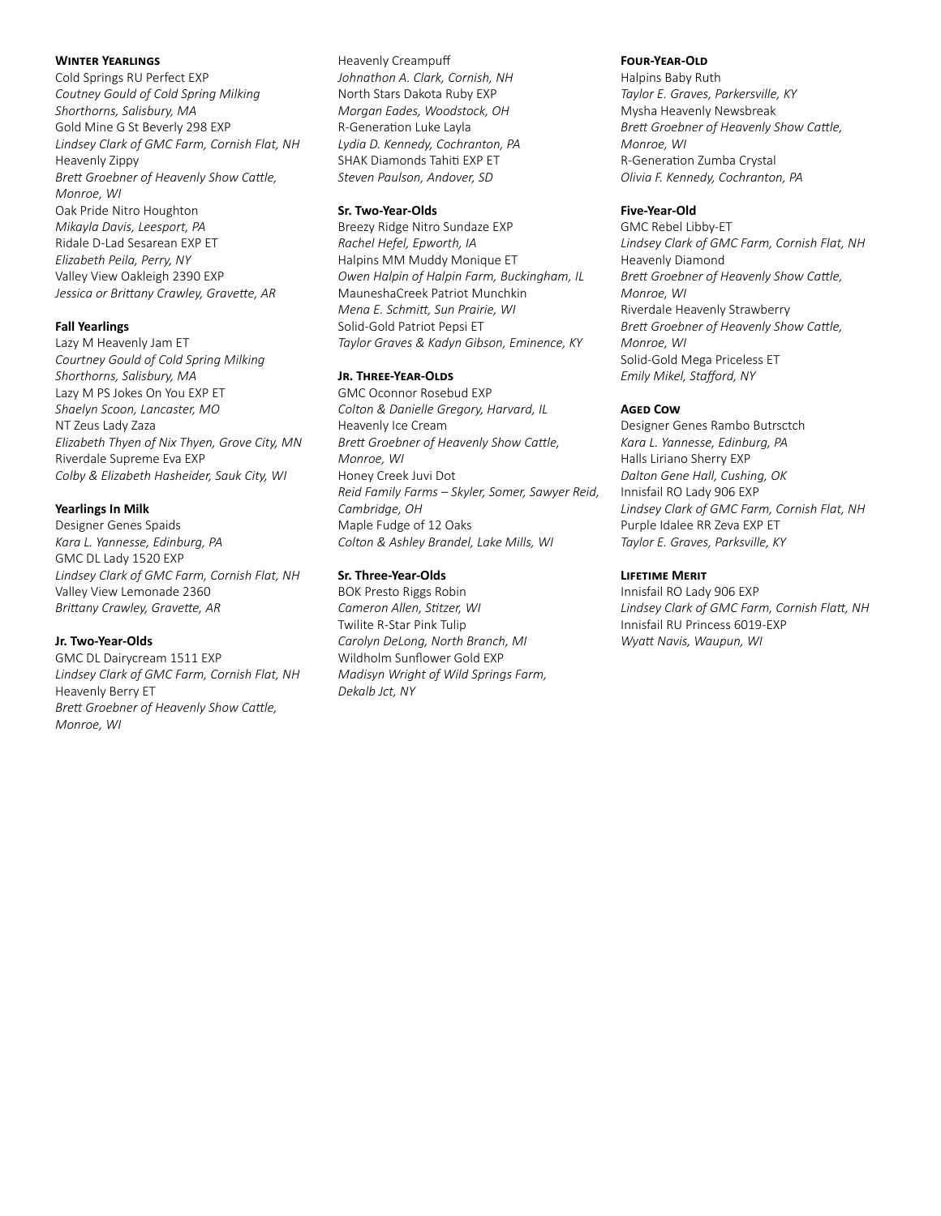#### Winter Yearlings

Cold Springs RU Perfect EXP
*Coutney Gould of Cold Spring Milking Shorthorns, Salisbury, MA*
Gold Mine G St Beverly 298 EXP
*Lindsey Clark of GMC Farm, Cornish Flat, NH*
Heavenly Zippy
*Brett Groebner of Heavenly Show Cattle, Monroe, WI*
Oak Pride Nitro Houghton
*Mikayla Davis, Leesport, PA*
Ridale D-Lad Sesarean EXP ET
*Elizabeth Peila, Perry, NY*
Valley View Oakleigh 2390 EXP
*Jessica or Brittany Crawley, Gravette, AR*

#### Fall Yearlings

Lazy M Heavenly Jam ET
*Courtney Gould of Cold Spring Milking Shorthorns, Salisbury, MA*
Lazy M PS Jokes On You EXP ET
*Shaelyn Scoon, Lancaster, MO*
NT Zeus Lady Zaza
*Elizabeth Thyen of Nix Thyen, Grove City, MN*
Riverdale Supreme Eva EXP
*Colby & Elizabeth Hasheider, Sauk City, WI*

#### Yearlings In Milk

Designer Genes Spaids
*Kara L. Yannesse, Edinburg, PA*
GMC DL Lady 1520 EXP
*Lindsey Clark of GMC Farm, Cornish Flat, NH*
Valley View Lemonade 2360
*Brittany Crawley, Gravette, AR*

#### Jr. Two-Year-Olds

GMC DL Dairycream 1511 EXP
*Lindsey Clark of GMC Farm, Cornish Flat, NH*
Heavenly Berry ET
*Brett Groebner of Heavenly Show Cattle, Monroe, WI*
Heavenly Creampuff
*Johnathon A. Clark, Cornish, NH*
North Stars Dakota Ruby EXP
*Morgan Eades, Woodstock, OH*
R-Generation Luke Layla
*Lydia D. Kennedy, Cochranton, PA*
SHAK Diamonds Tahiti EXP ET
*Steven Paulson, Andover, SD*

#### Sr. Two-Year-Olds

Breezy Ridge Nitro Sundaze EXP
*Rachel Hefel, Epworth, IA*
Halpins MM Muddy Monique ET
*Owen Halpin of Halpin Farm, Buckingham, IL*
MauneshaCreek Patriot Munchkin
*Mena E. Schmitt, Sun Prairie, WI*
Solid-Gold Patriot Pepsi ET
*Taylor Graves & Kadyn Gibson, Eminence, KY*

#### Jr. Three-Year-Olds

GMC Oconnor Rosebud EXP
*Colton & Danielle Gregory, Harvard, IL*
Heavenly Ice Cream
*Brett Groebner of Heavenly Show Cattle, Monroe, WI*
Honey Creek Juvi Dot
*Reid Family Farms – Skyler, Somer, Sawyer Reid, Cambridge, OH*
Maple Fudge of 12 Oaks
*Colton & Ashley Brandel, Lake Mills, WI*

#### Sr. Three-Year-Olds

BOK Presto Riggs Robin
*Cameron Allen, Stitzer, WI*
Twilite R-Star Pink Tulip
*Carolyn DeLong, North Branch, MI*
Wildholm Sunflower Gold EXP
*Madisyn Wright of Wild Springs Farm, Dekalb Jct, NY*

#### Four-Year-Old

Halpins Baby Ruth
*Taylor E. Graves, Parkersville, KY*
Mysha Heavenly Newsbreak
*Brett Groebner of Heavenly Show Cattle, Monroe, WI*
R-Generation Zumba Crystal
*Olivia F. Kennedy, Cochranton, PA*

#### Five-Year-Old

GMC Rebel Libby-ET
*Lindsey Clark of GMC Farm, Cornish Flat, NH*
Heavenly Diamond
*Brett Groebner of Heavenly Show Cattle, Monroe, WI*
Riverdale Heavenly Strawberry
*Brett Groebner of Heavenly Show Cattle, Monroe, WI*
Solid-Gold Mega Priceless ET
*Emily Mikel, Stafford, NY*

#### Aged Cow

Designer Genes Rambo Butrsctch
*Kara L. Yannesse, Edinburg, PA*
Halls Liriano Sherry EXP
*Dalton Gene Hall, Cushing, OK*
Innisfail RO Lady 906 EXP
*Lindsey Clark of GMC Farm, Cornish Flat, NH*
Purple Idalee RR Zeva EXP ET
*Taylor E. Graves, Parksville, KY*

#### Lifetime Merit

Innisfail RO Lady 906 EXP
*Lindsey Clark of GMC Farm, Cornish Flatt, NH*
Innisfail RU Princess 6019-EXP
*Wyatt Navis, Waupun, WI*